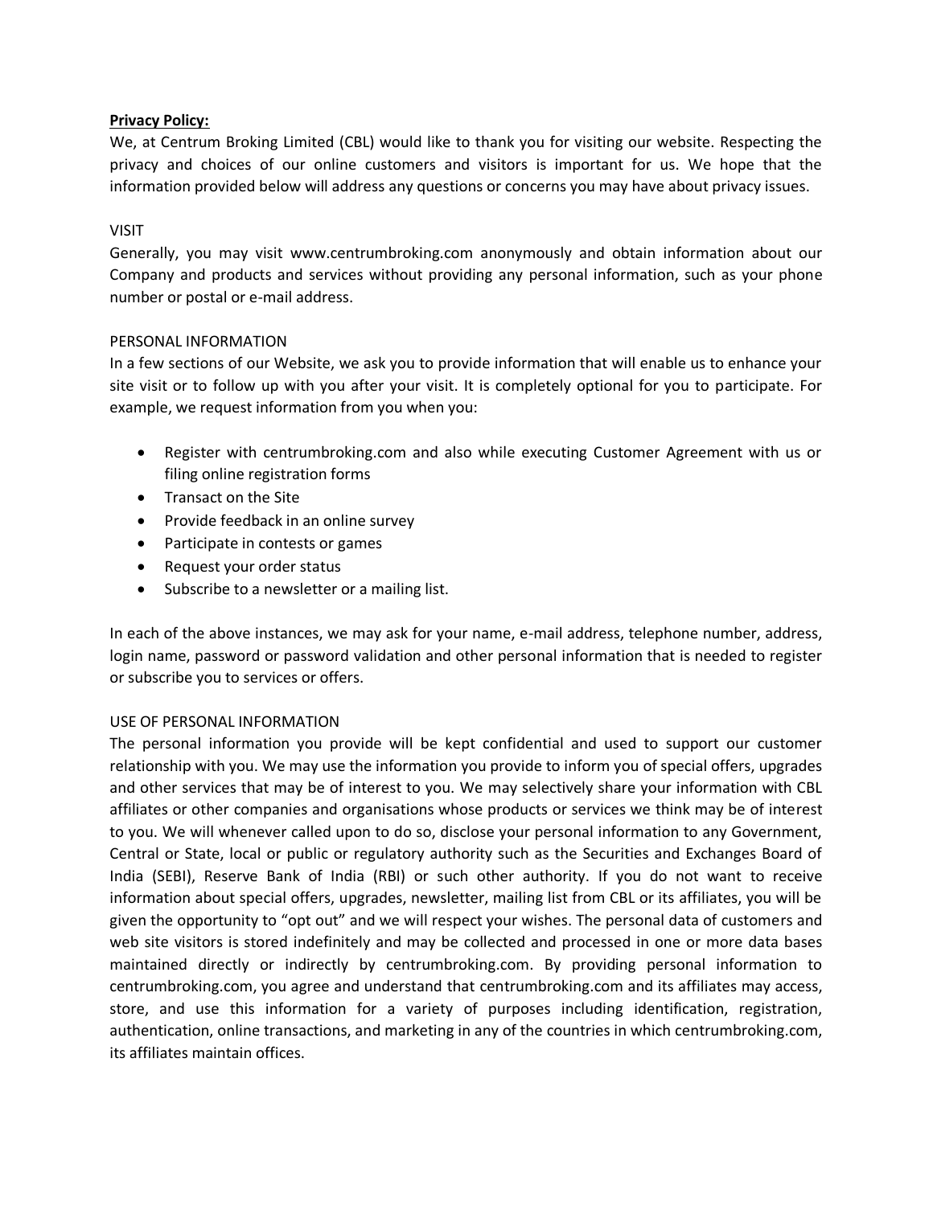**Privacy Policy:**

We, at Centrum Broking Limited (CBL) would like to thank you for visiting our website. Respecting the privacy and choices of our online customers and visitors is important for us. We hope that the information provided below will address any questions or concerns you may have about privacy issues.

VISIT

Generally, you may visit www.centrumbroking.com anonymously and obtain information about our Company and products and services without providing any personal information, such as your phone number or postal or e-mail address.

PERSONAL INFORMATION

In a few sections of our Website, we ask you to provide information that will enable us to enhance your site visit or to follow up with you after your visit. It is completely optional for you to participate. For example, we request information from you when you:

- Register with centrumbroking.com and also while executing Customer Agreement with us or filing online registration forms
- Transact on the Site
- Provide feedback in an online survey
- Participate in contests or games
- Request your order status
- Subscribe to a newsletter or a mailing list.

In each of the above instances, we may ask for your name, e-mail address, telephone number, address, login name, password or password validation and other personal information that is needed to register or subscribe you to services or offers.

USE OF PERSONAL INFORMATION

The personal information you provide will be kept confidential and used to support our customer relationship with you. We may use the information you provide to inform you of special offers, upgrades and other services that may be of interest to you. We may selectively share your information with CBL affiliates or other companies and organisations whose products or services we think may be of interest to you. We will whenever called upon to do so, disclose your personal information to any Government, Central or State, local or public or regulatory authority such as the Securities and Exchanges Board of India (SEBI), Reserve Bank of India (RBI) or such other authority. If you do not want to receive information about special offers, upgrades, newsletter, mailing list from CBL or its affiliates, you will be given the opportunity to "opt out" and we will respect your wishes. The personal data of customers and web site visitors is stored indefinitely and may be collected and processed in one or more data bases maintained directly or indirectly by centrumbroking.com. By providing personal information to centrumbroking.com, you agree and understand that centrumbroking.com and its affiliates may access, store, and use this information for a variety of purposes including identification, registration, authentication, online transactions, and marketing in any of the countries in which centrumbroking.com, its affiliates maintain offices.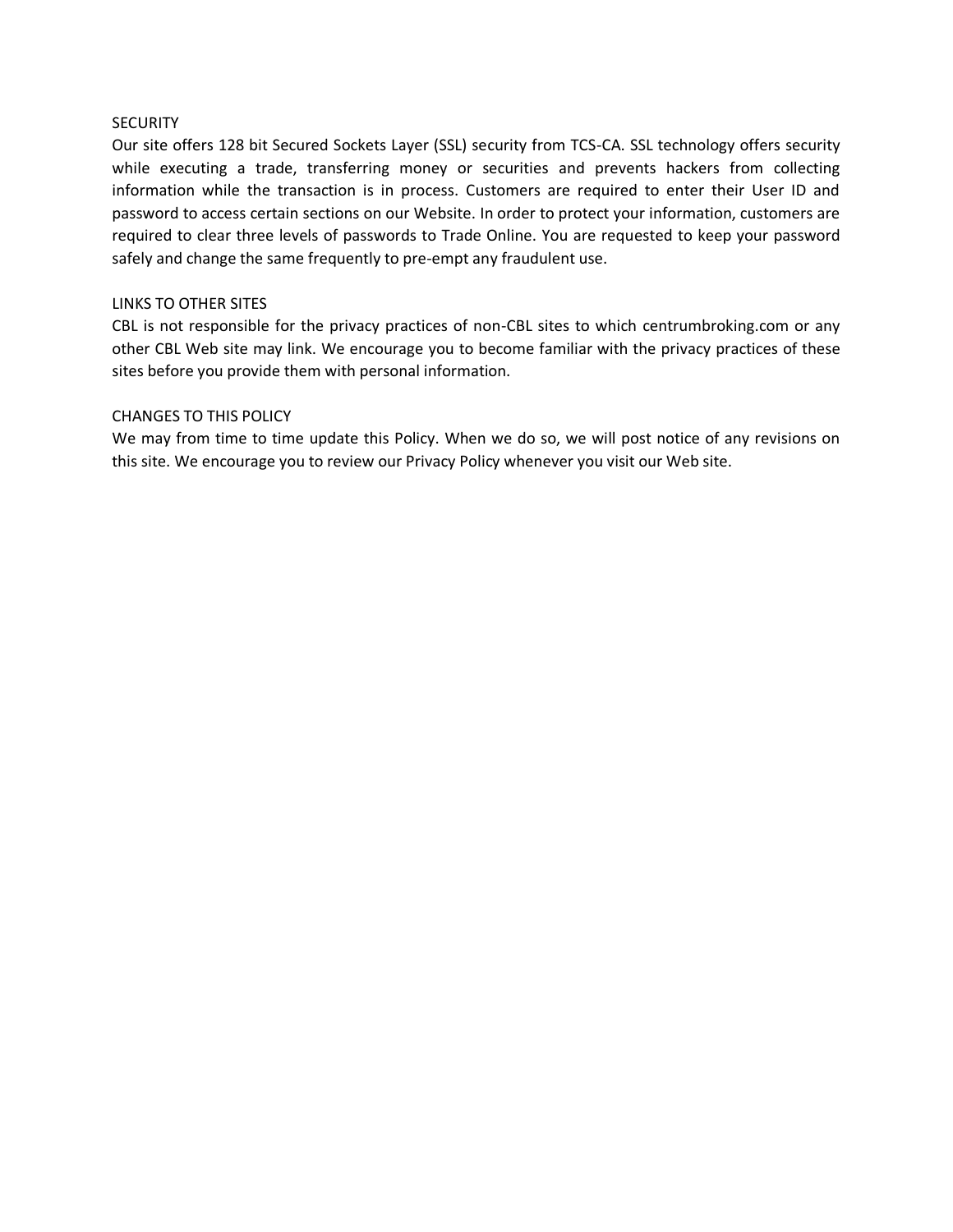## SECURITY

Our site offers 128 bit Secured Sockets Layer (SSL) security from TCS-CA. SSL technology offers security while executing a trade, transferring money or securities and prevents hackers from collecting information while the transaction is in process. Customers are required to enter their User ID and password to access certain sections on our Website. In order to protect your information, customers are required to clear three levels of passwords to Trade Online. You are requested to keep your password safely and change the same frequently to pre-empt any fraudulent use.

## LINKS TO OTHER SITES

CBL is not responsible for the privacy practices of non-CBL sites to which centrumbroking.com or any other CBL Web site may link. We encourage you to become familiar with the privacy practices of these sites before you provide them with personal information.

## CHANGES TO THIS POLICY

We may from time to time update this Policy. When we do so, we will post notice of any revisions on this site. We encourage you to review our Privacy Policy whenever you visit our Web site.